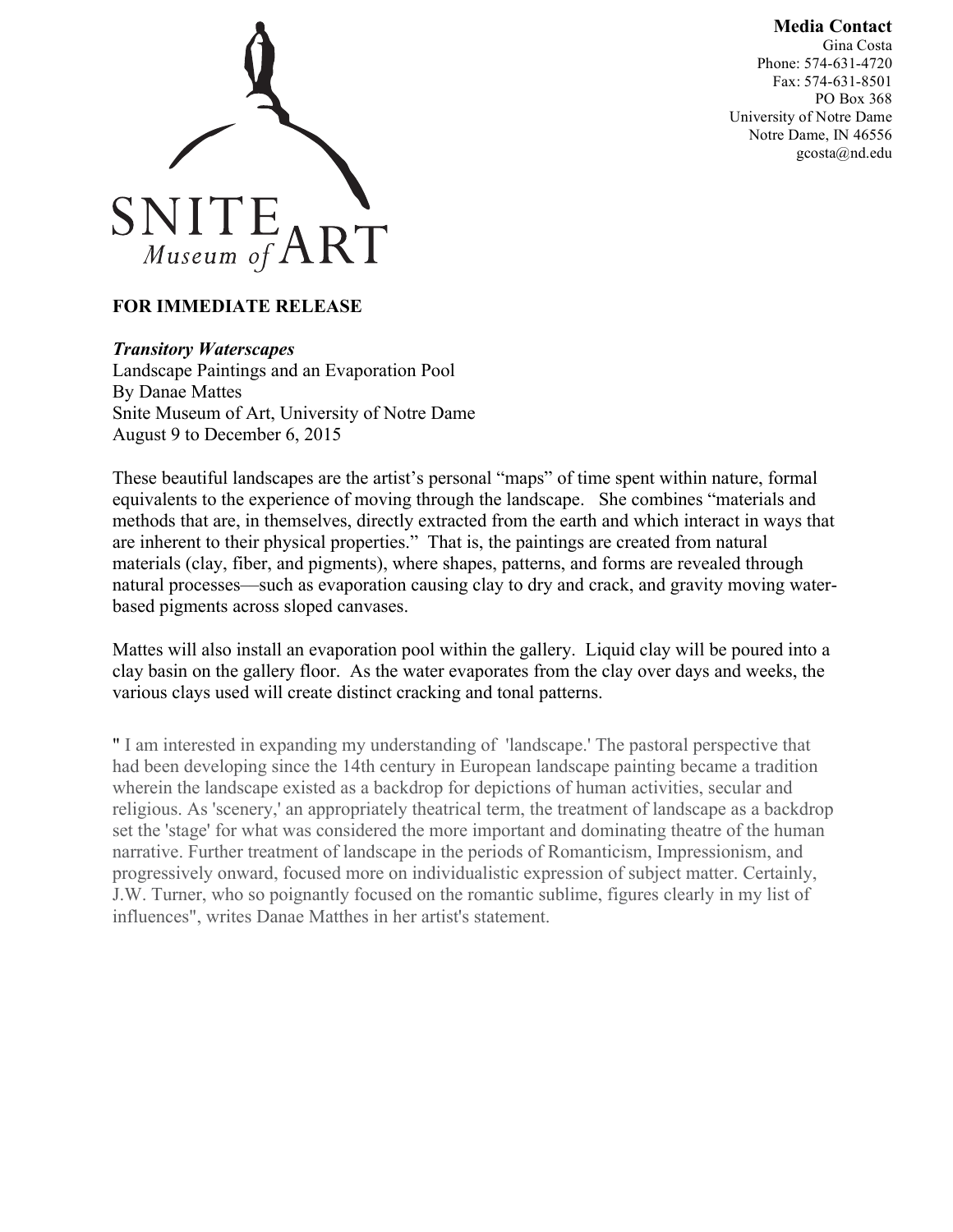**Media Contact**
Gina Costa
Phone: 574-631-4720
Fax: 574-631-8501
PO Box 368
University of Notre Dame
Notre Dame, IN 46556
gcosta@nd.edu

SNITE *Museum of* ART

**FOR IMMEDIATE RELEASE**

***Transitory Waterscapes***
Landscape Paintings and an Evaporation Pool
By Danae Mattes
Snite Museum of Art, University of Notre Dame
August 9 to December 6, 2015

These beautiful landscapes are the artist's personal "maps" of time spent within nature, formal equivalents to the experience of moving through the landscape. She combines "materials and methods that are, in themselves, directly extracted from the earth and which interact in ways that are inherent to their physical properties." That is, the paintings are created from natural materials (clay, fiber, and pigments), where shapes, patterns, and forms are revealed through natural processes—such as evaporation causing clay to dry and crack, and gravity moving water-based pigments across sloped canvases.

Mattes will also install an evaporation pool within the gallery. Liquid clay will be poured into a clay basin on the gallery floor. As the water evaporates from the clay over days and weeks, the various clays used will create distinct cracking and tonal patterns.

" I am interested in expanding my understanding of 'landscape.' The pastoral perspective that had been developing since the 14th century in European landscape painting became a tradition wherein the landscape existed as a backdrop for depictions of human activities, secular and religious. As 'scenery,' an appropriately theatrical term, the treatment of landscape as a backdrop set the 'stage' for what was considered the more important and dominating theatre of the human narrative. Further treatment of landscape in the periods of Romanticism, Impressionism, and progressively onward, focused more on individualistic expression of subject matter. Certainly, J.W. Turner, who so poignantly focused on the romantic sublime, figures clearly in my list of influences", writes Danae Matthes in her artist's statement.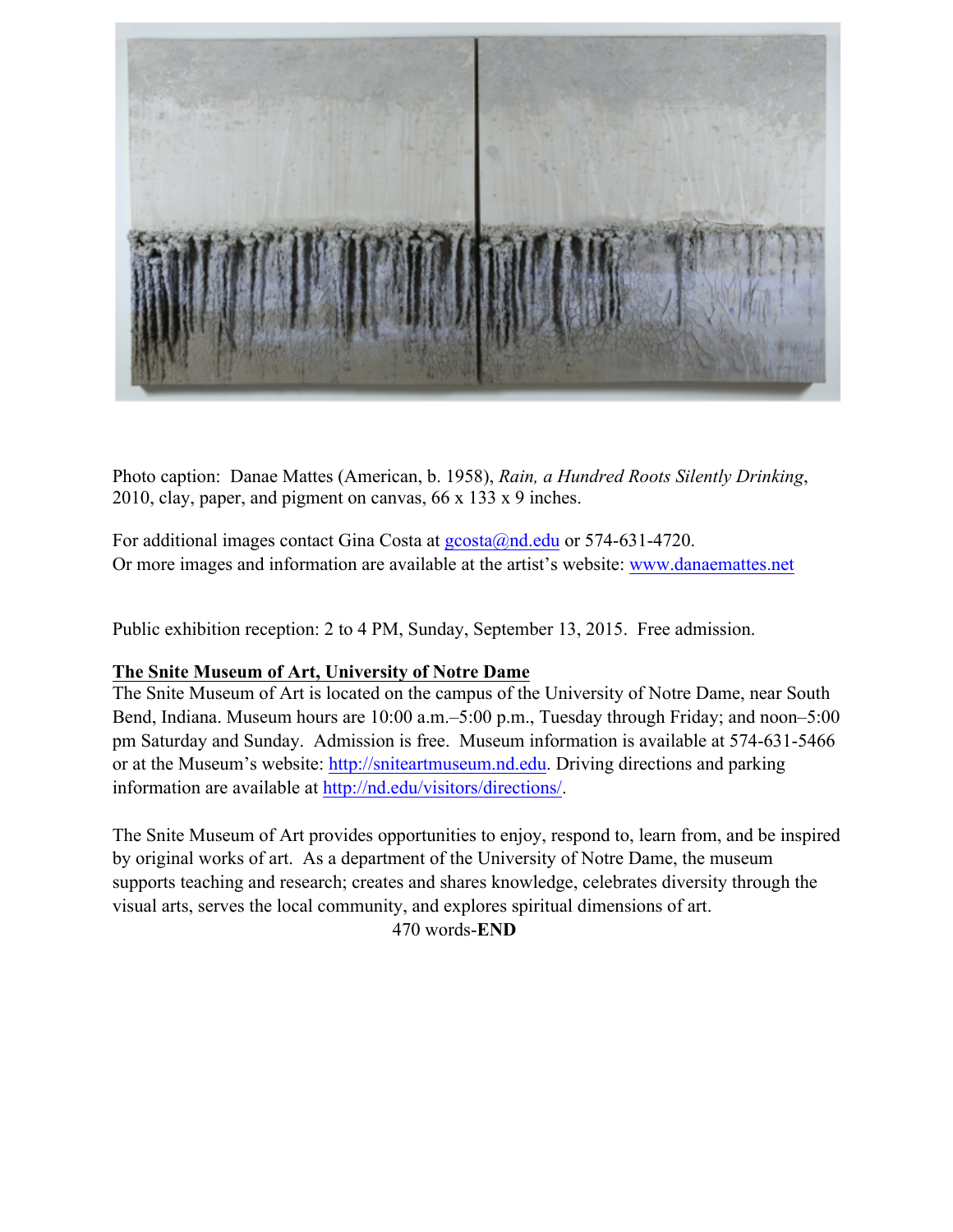Photo caption: Danae Mattes (American, b. 1958), *Rain, a Hundred Roots Silently Drinking*, 2010, clay, paper, and pigment on canvas, 66 x 133 x 9 inches.

For additional images contact Gina Costa at gcosta@nd.edu or 574-631-4720.
Or more images and information are available at the artist's website: www.danaemattes.net

Public exhibition reception: 2 to 4 PM, Sunday, September 13, 2015. Free admission.

**The Snite Museum of Art, University of Notre Dame**
The Snite Museum of Art is located on the campus of the University of Notre Dame, near South Bend, Indiana. Museum hours are 10:00 a.m.–5:00 p.m., Tuesday through Friday; and noon–5:00 pm Saturday and Sunday. Admission is free. Museum information is available at 574-631-5466 or at the Museum's website: http://sniteartmuseum.nd.edu. Driving directions and parking information are available at http://nd.edu/visitors/directions/.

The Snite Museum of Art provides opportunities to enjoy, respond to, learn from, and be inspired by original works of art. As a department of the University of Notre Dame, the museum supports teaching and research; creates and shares knowledge, celebrates diversity through the visual arts, serves the local community, and explores spiritual dimensions of art.

470 words-**END**